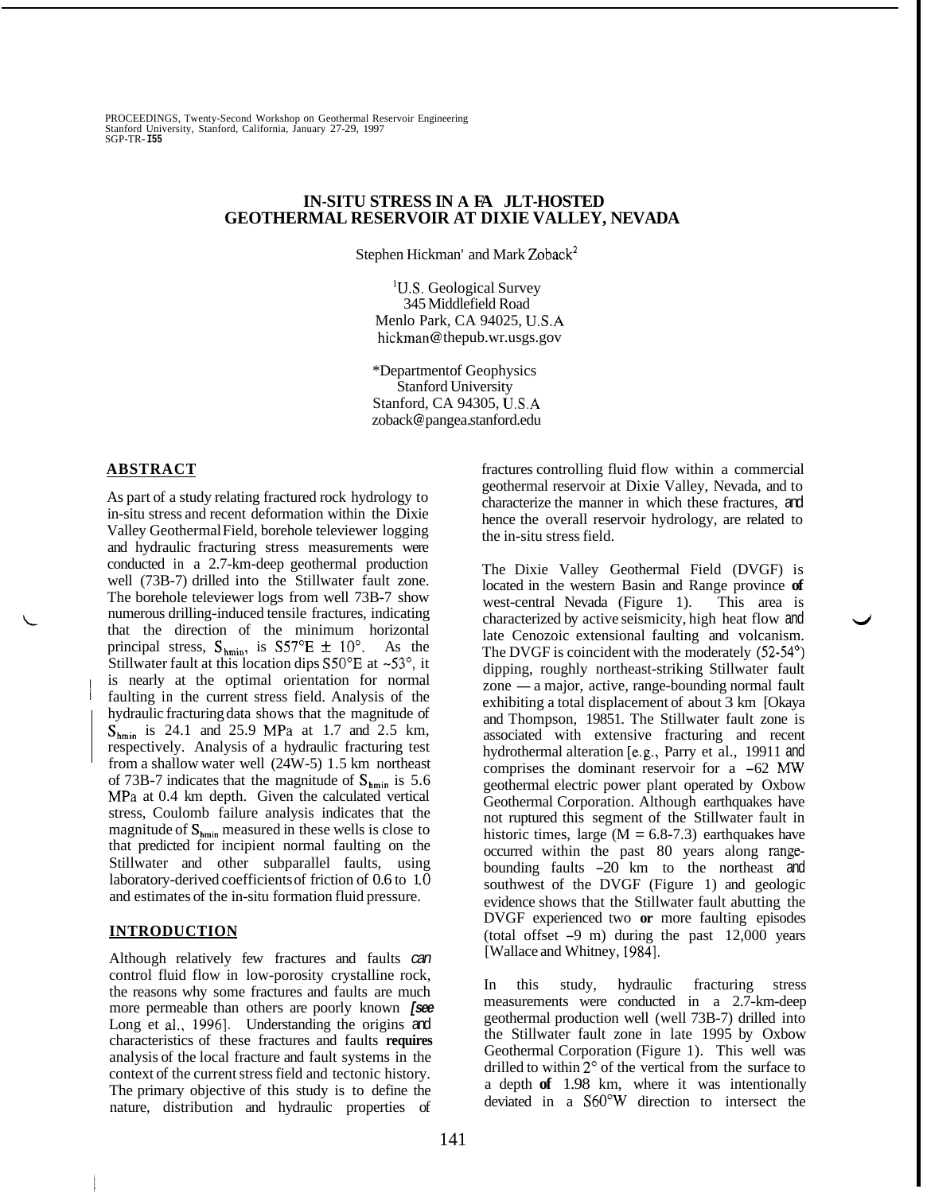PROCEEDINGS, Twenty-Second Workshop on Geothermal Reservoir Engineering
Stanford University, Stanford, California, January 27-29, 1997
SGP-TR-155

# IN-SITU STRESS IN A FAULT-HOSTED GEOTHERMAL RESERVOIR AT DIXIE VALLEY, NEVADA

Stephen Hickman[1] and Mark Zoback[2]

[1]U.S. Geological Survey
345 Middlefield Road
Menlo Park, CA 94025, U.S.A
hickman@thepub.wr.usgs.gov

[2]Department of Geophysics
Stanford University
Stanford, CA 94305, U.S.A
zoback@pangea.stanford.edu

## ABSTRACT

As part of a study relating fractured rock hydrology to in-situ stress and recent deformation within the Dixie Valley Geothermal Field, borehole televiewer logging and hydraulic fracturing stress measurements were conducted in a 2.7-km-deep geothermal production well (73B-7) drilled into the Stillwater fault zone. The borehole televiewer logs from well 73B-7 show numerous drilling-induced tensile fractures, indicating that the direction of the minimum horizontal principal stress, $S_{hmin}$, is S57°E ± 10°. As the Stillwater fault at this location dips S50°E at ~53°, it is nearly at the optimal orientation for normal faulting in the current stress field. Analysis of the hydraulic fracturing data shows that the magnitude of $S_{hmin}$ is 24.1 and 25.9 MPa at 1.7 and 2.5 km, respectively. Analysis of a hydraulic fracturing test from a shallow water well (24W-5) 1.5 km northeast of 73B-7 indicates that the magnitude of $S_{hmin}$ is 5.6 MPa at 0.4 km depth. Given the calculated vertical stress, Coulomb failure analysis indicates that the magnitude of $S_{hmin}$ measured in these wells is close to that predicted for incipient normal faulting on the Stillwater and other subparallel faults, using laboratory-derived coefficients of friction of 0.6 to 1.0 and estimates of the in-situ formation fluid pressure.

## INTRODUCTION

Although relatively few fractures and faults *can* control fluid flow in low-porosity crystalline rock, the reasons why some fractures and faults are much more permeable than others are poorly known [*see* Long et al., 1996]. Understanding the origins and characteristics of these fractures and faults requires analysis of the local fracture and fault systems in the context of the current stress field and tectonic history. The primary objective of this study is to define the nature, distribution and hydraulic properties of fractures controlling fluid flow within a commercial geothermal reservoir at Dixie Valley, Nevada, and to characterize the manner in which these fractures, and hence the overall reservoir hydrology, are related to the in-situ stress field.

The Dixie Valley Geothermal Field (DVGF) is located in the western Basin and Range province of west-central Nevada (Figure 1). This area is characterized by active seismicity, high heat flow and late Cenozoic extensional faulting and volcanism. The DVGF is coincident with the moderately (52-54°) dipping, roughly northeast-striking Stillwater fault zone — a major, active, range-bounding normal fault exhibiting a total displacement of about 3 km [Okaya and Thompson, 1985]. The Stillwater fault zone is associated with extensive fracturing and recent hydrothermal alteration [e.g., Parry et al., 1991] and comprises the dominant reservoir for a ~62 MW geothermal electric power plant operated by Oxbow Geothermal Corporation. Although earthquakes have not ruptured this segment of the Stillwater fault in historic times, large (M = 6.8-7.3) earthquakes have occurred within the past 80 years along range-bounding faults ~20 km to the northeast and southwest of the DVGF (Figure 1) and geologic evidence shows that the Stillwater fault abutting the DVGF experienced two or more faulting episodes (total offset ~9 m) during the past 12,000 years [Wallace and Whitney, 1984].

In this study, hydraulic fracturing stress measurements were conducted in a 2.7-km-deep geothermal production well (well 73B-7) drilled into the Stillwater fault zone in late 1995 by Oxbow Geothermal Corporation (Figure 1). This well was drilled to within 2° of the vertical from the surface to a depth of 1.98 km, where it was intentionally deviated in a S60°W direction to intersect the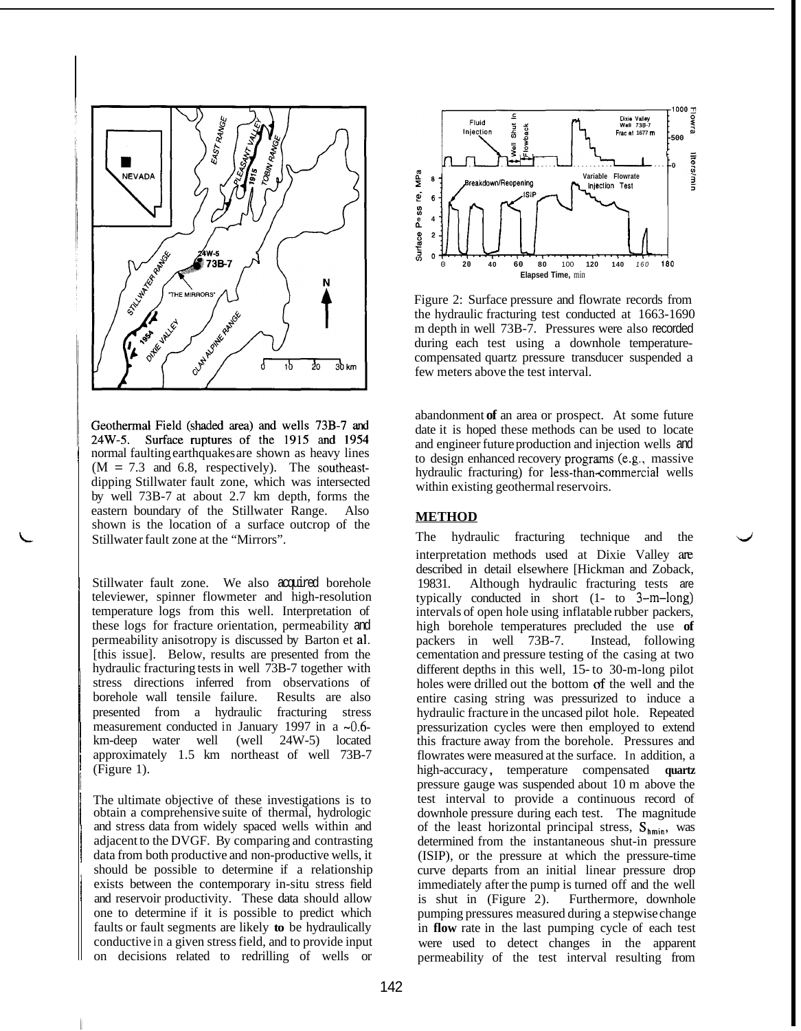Geothermal Field (shaded area) and wells 73B-7 and 24W-5. Surface ruptures of the 1915 and 1954 normal faulting earthquakes are shown as heavy lines (M = 7.3 and 6.8, respectively). The southeast-dipping Stillwater fault zone, which was intersected by well 73B-7 at about 2.7 km depth, forms the eastern boundary of the Stillwater Range. Also shown is the location of a surface outcrop of the Stillwater fault zone at the “Mirrors”.

Stillwater fault zone. We also acquired borehole televiewer, spinner flowmeter and high-resolution temperature logs from this well. Interpretation of these logs for fracture orientation, permeability and permeability anisotropy is discussed by Barton et al. [this issue]. Below, results are presented from the hydraulic fracturing tests in well 73B-7 together with stress directions inferred from observations of borehole wall tensile failure. Results are also presented from a hydraulic fracturing stress measurement conducted in January 1997 in a ~0.6-km-deep water well (well 24W-5) located approximately 1.5 km northeast of well 73B-7 (Figure 1).

The ultimate objective of these investigations is to obtain a comprehensive suite of thermal, hydrologic and stress data from widely spaced wells within and adjacent to the DVGF. By comparing and contrasting data from both productive and non-productive wells, it should be possible to determine if a relationship exists between the contemporary in-situ stress field and reservoir productivity. These data should allow one to determine if it is possible to predict which faults or fault segments are likely to be hydraulically conductive in a given stress field, and to provide input on decisions related to redrilling of wells or abandonment of an area or prospect. At some future date it is hoped these methods can be used to locate and engineer future production and injection wells and to design enhanced recovery programs (e.g., massive hydraulic fracturing) for less-than-commercial wells within existing geothermal reservoirs.

Figure 2: Surface pressure and flowrate records from the hydraulic fracturing test conducted at 1663-1690 m depth in well 73B-7. Pressures were also recorded during each test using a downhole temperature-compensated quartz pressure transducer suspended a few meters above the test interval.

## METHOD

The hydraulic fracturing technique and the interpretation methods used at Dixie Valley are described in detail elsewhere [Hickman and Zoback, 1983]. Although hydraulic fracturing tests are typically conducted in short (1- to 3-m-long) intervals of open hole using inflatable rubber packers, high borehole temperatures precluded the use of packers in well 73B-7. Instead, following cementation and pressure testing of the casing at two different depths in this well, 15- to 30-m-long pilot holes were drilled out the bottom of the well and the entire casing string was pressurized to induce a hydraulic fracture in the uncased pilot hole. Repeated pressurization cycles were then employed to extend this fracture away from the borehole. Pressures and flowrates were measured at the surface. In addition, a high-accuracy, temperature compensated quartz pressure gauge was suspended about 10 m above the test interval to provide a continuous record of downhole pressure during each test. The magnitude of the least horizontal principal stress, $S_{hmin}$, was determined from the instantaneous shut-in pressure (ISIP), or the pressure at which the pressure-time curve departs from an initial linear pressure drop immediately after the pump is turned off and the well is shut in (Figure 2). Furthermore, downhole pumping pressures measured during a stepwise change in flow rate in the last pumping cycle of each test were used to detect changes in the apparent permeability of the test interval resulting from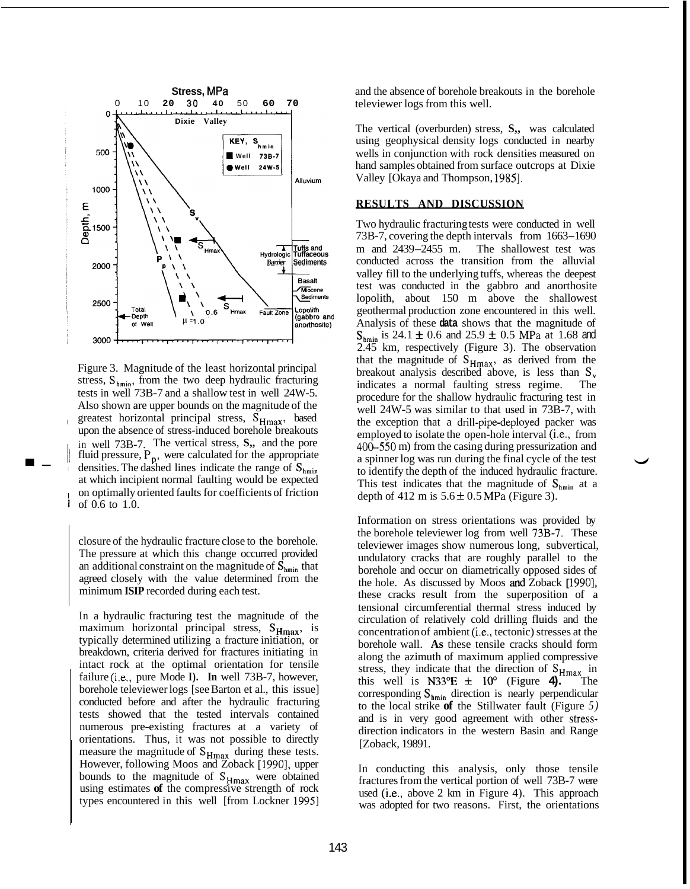Figure 3. Magnitude of the least horizontal principal stress, $S_{hmin}$, from the two deep hydraulic fracturing tests in well 73B-7 and a shallow test in well 24W-5. Also shown are upper bounds on the magnitude of the greatest horizontal principal stress, $S_{Hmax}$, based upon the absence of stress-induced borehole breakouts in well 73B-7. The vertical stress, $S_v$, and the pore fluid pressure, $P_p$, were calculated for the appropriate densities. The dashed lines indicate the range of $S_{hmin}$ at which incipient normal faulting would be expected on optimally oriented faults for coefficients of friction of 0.6 to 1.0.

closure of the hydraulic fracture close to the borehole. The pressure at which this change occurred provided an additional constraint on the magnitude of $S_{hmin}$ that agreed closely with the value determined from the minimum **ISIP** recorded during each test.

In a hydraulic fracturing test the magnitude of the maximum horizontal principal stress, $S_{Hmax}$, is typically determined utilizing a fracture initiation, or breakdown, criteria derived for fractures initiating in intact rock at the optimal orientation for tensile failure (i.e., pure Mode I). **In** well 73B-7, however, borehole televiewer logs [see Barton et al., this issue] conducted before and after the hydraulic fracturing tests showed that the tested intervals contained numerous pre-existing fractures at a variety of orientations. Thus, it was not possible to directly measure the magnitude of $S_{Hmax}$ during these tests. However, following Moos and Zoback [1990], upper bounds to the magnitude of $S_{Hmax}$ were obtained using estimates **of** the compressive strength of rock types encountered in this well [from Lockner 1995] and the absence of borehole breakouts in the borehole televiewer logs from this well.

The vertical (overburden) stress, $S_v$, was calculated using geophysical density logs conducted in nearby wells in conjunction with rock densities measured on hand samples obtained from surface outcrops at Dixie Valley [Okaya and Thompson, 1985].

## RESULTS AND DISCUSSION

Two hydraulic fracturing tests were conducted in well 73B-7, covering the depth intervals from 1663–1690 m and 2439–2455 m. The shallowest test was conducted across the transition from the alluvial valley fill to the underlying tuffs, whereas the deepest test was conducted in the gabbro and anorthosite lopolith, about 150 m above the shallowest geothermal production zone encountered in this well. Analysis of these data shows that the magnitude of $S_{hmin}$ is 24.1 ± 0.6 and 25.9 ± 0.5 MPa at 1.68 and 2.45 km, respectively (Figure 3). The observation that the magnitude of $S_{Hmax}$, as derived from the breakout analysis described above, is less than $S_v$ indicates a normal faulting stress regime. The procedure for the shallow hydraulic fracturing test in well 24W-5 was similar to that used in 73B-7, with the exception that a drill-pipe-deployed packer was employed to isolate the open-hole interval (i.e., from 400–550 m) from the casing during pressurization and a spinner log was run during the final cycle of the test to identify the depth of the induced hydraulic fracture. This test indicates that the magnitude of $S_{hmin}$ at a depth of 412 m is 5.6 ± 0.5 MPa (Figure 3).

Information on stress orientations was provided by the borehole televiewer log from well 73B-7. These televiewer images show numerous long, subvertical, undulatory cracks that are roughly parallel to the borehole and occur on diametrically opposed sides of the hole. As discussed by Moos and Zoback [1990], these cracks result from the superposition of a tensional circumferential thermal stress induced by circulation of relatively cold drilling fluids and the concentration of ambient (i.e., tectonic) stresses at the borehole wall. **As** these tensile cracks should form along the azimuth of maximum applied compressive stress, they indicate that the direction of $S_{Hmax}$ in this well is N33°E ± 10° (Figure **4**). The corresponding $S_{hmin}$ direction is nearly perpendicular to the local strike **of** the Stillwater fault (Figure 5) and is in very good agreement with other stress-direction indicators in the western Basin and Range [Zoback, 1989].

In conducting this analysis, only those tensile fractures from the vertical portion of well 73B-7 were used (i.e., above 2 km in Figure 4). This approach was adopted for two reasons. First, the orientations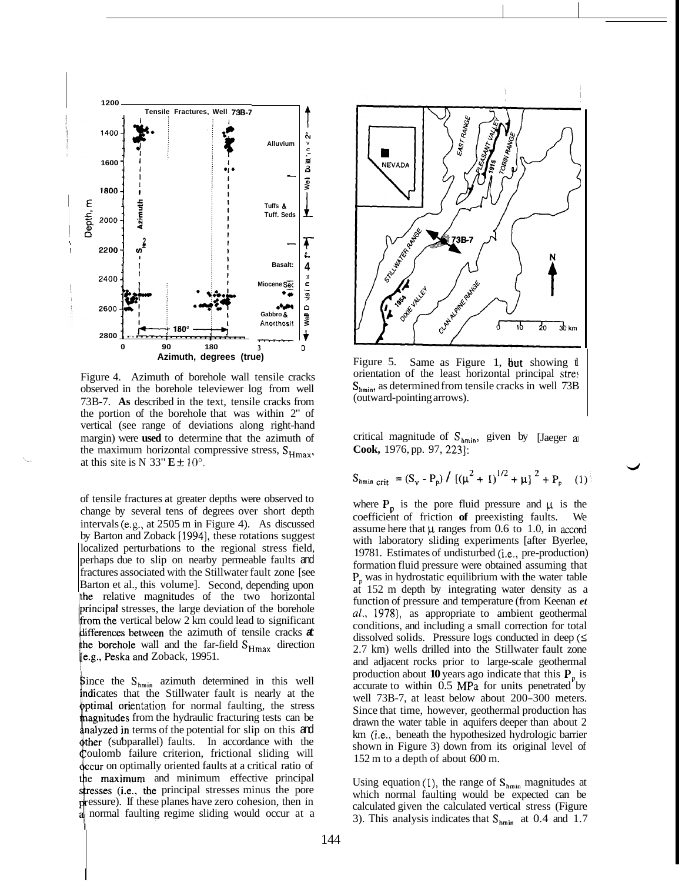Figure 4. Azimuth of borehole wall tensile cracks observed in the borehole televiewer log from well 73B-7. **As** described in the text, tensile cracks from the portion of the borehole that was within 2° of vertical (see range of deviations along right-hand margin) were **used** to determine that the azimuth of the maximum horizontal compressive stress, $S_{Hmax}$, at this site is N 33° **E** ± 10°.

of tensile fractures at greater depths were observed to change by several tens of degrees over short depth intervals (e.g., at 2505 m in Figure 4). As discussed by Barton and Zoback [1994], these rotations suggest localized perturbations to the regional stress field, perhaps due to slip on nearby permeable faults and fractures associated with the Stillwater fault zone [see Barton et al., this volume]. Second, depending upon the relative magnitudes of the two horizontal principal stresses, the large deviation of the borehole from the vertical below 2 km could lead to significant differences between the azimuth of tensile cracks at the borehole wall and the far-field $S_{Hmax}$ direction [e.g., Peska and Zoback, 1995].

Since the $S_{hmin}$ azimuth determined in this well indicates that the Stillwater fault is nearly at the optimal orientation for normal faulting, the stress magnitudes from the hydraulic fracturing tests can be analyzed in terms of the potential for slip on this and other (subparallel) faults. In accordance with the Coulomb failure criterion, frictional sliding will occur on optimally oriented faults at a critical ratio of the maximum and minimum effective principal stresses (i.e., the principal stresses minus the pore pressure). If these planes have zero cohesion, then in a normal faulting regime sliding would occur at a

Figure 5. Same as Figure 1, but showing the orientation of the least horizontal principal stress $S_{hmin}$, as determined from tensile cracks in well 73B-7 (outward-pointing arrows).

critical magnitude of $S_{hmin}$, given by [Jaeger and **Cook,** 1976, pp. 97, 223]:

$$S_{hmin\ crit} = (S_v - P_p) / [(\mu^2 + 1)^{1/2} + \mu]^2 + P_p \quad (1)$$

where $P_p$ is the pore fluid pressure and $\mu$ is the coefficient of friction **of** preexisting faults. We assume here that $\mu$ ranges from 0.6 to 1.0, in accord with laboratory sliding experiments [after Byerlee, 1978]. Estimates of undisturbed (i.e., pre-production) formation fluid pressure were obtained assuming that $P_p$ was in hydrostatic equilibrium with the water table at 152 m depth by integrating water density as a function of pressure and temperature (from Keenan *et al.*, 1978), as appropriate to ambient geothermal conditions, and including a small correction for total dissolved solids. Pressure logs conducted in deep (≤ 2.7 km) wells drilled into the Stillwater fault zone and adjacent rocks prior to large-scale geothermal production about **10** years ago indicate that this $P_p$ is accurate to within 0.5 MPa for units penetrated by well 73B-7, at least below about 200–300 meters. Since that time, however, geothermal production has drawn the water table in aquifers deeper than about 2 km (i.e., beneath the hypothesized hydrologic barrier shown in Figure 3) down from its original level of 152 m to a depth of about 600 m.

Using equation (1), the range of $S_{hmin}$ magnitudes at which normal faulting would be expected can be calculated given the calculated vertical stress (Figure 3). This analysis indicates that $S_{hmin}$ at 0.4 and 1.7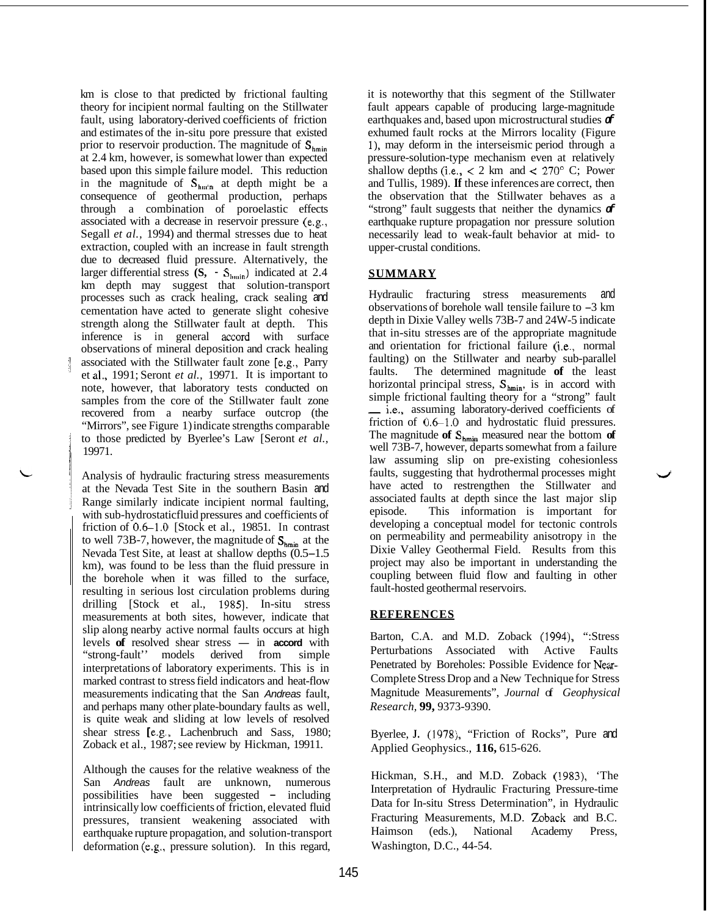km is close to that predicted by frictional faulting theory for incipient normal faulting on the Stillwater fault, using laboratory-derived coefficients of friction and estimates of the in-situ pore pressure that existed prior to reservoir production. The magnitude of $S_{hmin}$ at 2.4 km, however, is somewhat lower than expected based upon this simple failure model. This reduction in the magnitude of $S_{hmin}$ at depth might be a consequence of geothermal production, perhaps through a combination of poroelastic effects associated with a decrease in reservoir pressure (e.g., Segall *et al.,* 1994) and thermal stresses due to heat extraction, coupled with an increase in fault strength due to decreased fluid pressure. Alternatively, the larger differential stress ($S_v - S_{hmin}$) indicated at 2.4 km depth may suggest that solution-transport processes such as crack healing, crack sealing and cementation have acted to generate slight cohesive strength along the Stillwater fault at depth. This inference is in general accord with surface observations of mineral deposition and crack healing associated with the Stillwater fault zone [e.g., Parry et al., 1991; Seront *et al.,* 1997]. It is important to note, however, that laboratory tests conducted on samples from the core of the Stillwater fault zone recovered from a nearby surface outcrop (the "Mirrors", see Figure 1) indicate strengths comparable to those predicted by Byerlee's Law [Seront *et al.,* 1997].

Analysis of hydraulic fracturing stress measurements at the Nevada Test Site in the southern Basin and Range similarly indicate incipient normal faulting, with sub-hydrostatic fluid pressures and coefficients of friction of 0.6–1.0 [Stock et al., 1985]. In contrast to well 73B-7, however, the magnitude of $S_{hmin}$ at the Nevada Test Site, at least at shallow depths (0.5–1.5 km), was found to be less than the fluid pressure in the borehole when it was filled to the surface, resulting in serious lost circulation problems during drilling [Stock et al., 1985]. In-situ stress measurements at both sites, however, indicate that slip along nearby active normal faults occurs at high levels **of** resolved shear stress — in **accord** with "strong-fault" models derived from simple interpretations of laboratory experiments. This is in marked contrast to stress field indicators and heat-flow measurements indicating that the San *Andreas* fault, and perhaps many other plate-boundary faults as well, is quite weak and sliding at low levels of resolved shear stress [e.g., Lachenbruch and Sass, 1980; Zoback et al., 1987; see review by Hickman, 1991].

Although the causes for the relative weakness of the San *Andreas* fault are unknown, numerous possibilities have been suggested – including intrinsically low coefficients of friction, elevated fluid pressures, transient weakening associated with earthquake rupture propagation, and solution-transport deformation (e.g., pressure solution). In this regard, it is noteworthy that this segment of the Stillwater fault appears capable of producing large-magnitude earthquakes and, based upon microstructural studies ***of*** exhumed fault rocks at the Mirrors locality (Figure 1), may deform in the interseismic period through a pressure-solution-type mechanism even at relatively shallow depths (i.e., < 2 km and < 270° C; Power and Tullis, 1989). **If** these inferences are correct, then the observation that the Stillwater behaves as a "strong" fault suggests that neither the dynamics ***of*** earthquake rupture propagation nor pressure solution necessarily lead to weak-fault behavior at mid- to upper-crustal conditions.

## SUMMARY

Hydraulic fracturing stress measurements and observations of borehole wall tensile failure to ~3 km depth in Dixie Valley wells 73B-7 and 24W-5 indicate that in-situ stresses are of the appropriate magnitude and orientation for frictional failure (i.e., normal faulting) on the Stillwater and nearby sub-parallel faults. The determined magnitude **of** the least horizontal principal stress, $S_{hmin}$, is in accord with simple frictional faulting theory for a "strong" fault — i.e., assuming laboratory-derived coefficients of friction of 0.6–1.0 and hydrostatic fluid pressures. The magnitude **of** $S_{hmin}$ measured near the bottom **of** well 73B-7, however, departs somewhat from a failure law assuming slip on pre-existing cohesionless faults, suggesting that hydrothermal processes might have acted to restrengthen the Stillwater and associated faults at depth since the last major slip episode. This information is important for developing a conceptual model for tectonic controls on permeability and permeability anisotropy in the Dixie Valley Geothermal Field. Results from this project may also be important in understanding the coupling between fluid flow and faulting in other fault-hosted geothermal reservoirs.

## REFERENCES

Barton, C.A. and M.D. Zoback (1994), "Stress Perturbations Associated with Active Faults Penetrated by Boreholes: Possible Evidence for Near-Complete Stress Drop and a New Technique for Stress Magnitude Measurements", *Journal of Geophysical Research,* **99,** 9373-9390.

Byerlee, J. (1978), "Friction of Rocks", Pure and Applied Geophysics., **116,** 615-626.

Hickman, S.H., and M.D. Zoback (1983), 'The Interpretation of Hydraulic Fracturing Pressure-time Data for In-situ Stress Determination", in Hydraulic Fracturing Measurements, M.D. Zoback and B.C. Haimson (eds.), National Academy Press, Washington, D.C., 44-54.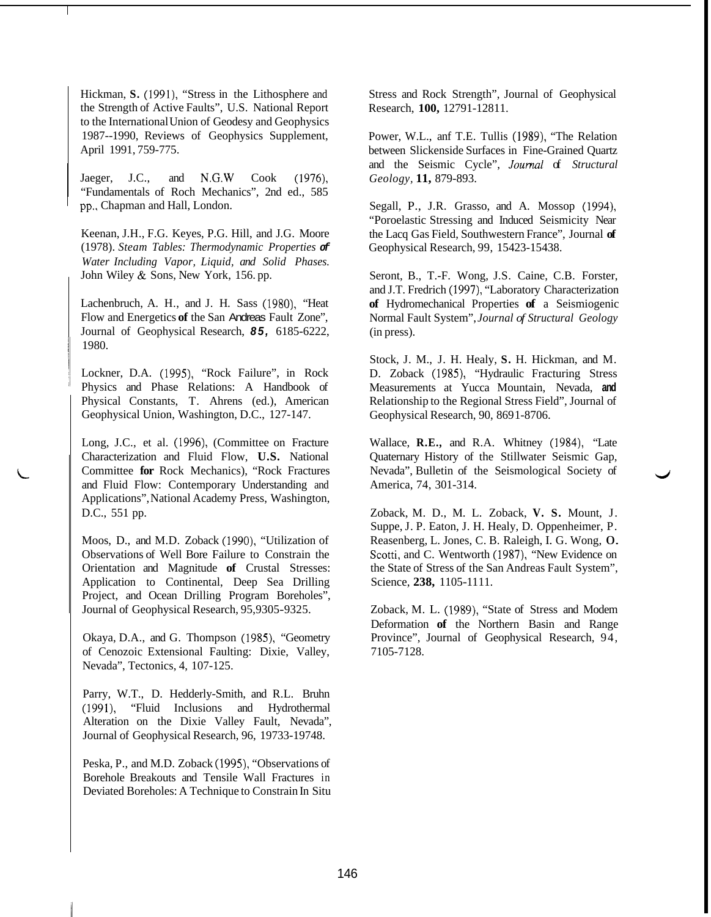Hickman, **S.** (1991), "Stress in the Lithosphere and the Strength of Active Faults", U.S. National Report to the International Union of Geodesy and Geophysics 1987--1990, Reviews of Geophysics Supplement, April 1991, 759-775.

Jaeger, J.C., and N.G.W Cook (1976), "Fundamentals of Roch Mechanics", 2nd ed., 585 pp., Chapman and Hall, London.

Keenan, J.H., F.G. Keyes, P.G. Hill, and J.G. Moore (1978). *Steam Tables: Thermodynamic Properties of Water Including Vapor, Liquid, and Solid Phases.* John Wiley & Sons, New York, 156. pp.

Lachenbruch, A. H., and J. H. Sass (1980), "Heat Flow and Energetics **of** the San Andreas Fault Zone", Journal of Geophysical Research, ***85,*** 6185-6222, 1980.

Lockner, D.A. (1995), "Rock Failure", in Rock Physics and Phase Relations: A Handbook of Physical Constants, T. Ahrens (ed.), American Geophysical Union, Washington, D.C., 127-147.

Long, J.C., et al. (1996), (Committee on Fracture Characterization and Fluid Flow, **U.S.** National Committee **for** Rock Mechanics), "Rock Fractures and Fluid Flow: Contemporary Understanding and Applications", National Academy Press, Washington, D.C., 551 pp.

Moos, D., and M.D. Zoback (1990), "Utilization of Observations of Well Bore Failure to Constrain the Orientation and Magnitude **of** Crustal Stresses: Application to Continental, Deep Sea Drilling Project, and Ocean Drilling Program Boreholes", Journal of Geophysical Research, 95,9305-9325.

Okaya, D.A., and G. Thompson (1985), "Geometry of Cenozoic Extensional Faulting: Dixie, Valley, Nevada", Tectonics, 4, 107-125.

Parry, W.T., D. Hedderly-Smith, and R.L. Bruhn (1991), "Fluid Inclusions and Hydrothermal Alteration on the Dixie Valley Fault, Nevada", Journal of Geophysical Research, 96, 19733-19748.

Peska, P., and M.D. Zoback (1995), "Observations of Borehole Breakouts and Tensile Wall Fractures in Deviated Boreholes: A Technique to Constrain In Situ Stress and Rock Strength", Journal of Geophysical Research, **100,** 12791-12811.

Power, W.L., anf T.E. Tullis (1989), "The Relation between Slickenside Surfaces in Fine-Grained Quartz and the Seismic Cycle", *Journal of Structural Geology*, **11,** 879-893.

Segall, P., J.R. Grasso, and A. Mossop (1994), "Poroelastic Stressing and Induced Seismicity Near the Lacq Gas Field, Southwestern France", Journal **of** Geophysical Research, 99, 15423-15438.

Seront, B., T.-F. Wong, J.S. Caine, C.B. Forster, and J.T. Fredrich (1997), "Laboratory Characterization **of** Hydromechanical Properties **of** a Seismiogenic Normal Fault System", *Journal of Structural Geology* (in press).

Stock, J. M., J. H. Healy, **S.** H. Hickman, and M. D. Zoback (1985), "Hydraulic Fracturing Stress Measurements at Yucca Mountain, Nevada, **and** Relationship to the Regional Stress Field", Journal of Geophysical Research, 90, 8691-8706.

Wallace, **R.E.,** and R.A. Whitney (1984), "Late Quaternary History of the Stillwater Seismic Gap, Nevada", Bulletin of the Seismological Society of America, 74, 301-314.

Zoback, M. D., M. L. Zoback, **V. S.** Mount, J. Suppe, J. P. Eaton, J. H. Healy, D. Oppenheimer, P. Reasenberg, L. Jones, C. B. Raleigh, I. G. Wong, **O.** Scotti, and C. Wentworth (1987), "New Evidence on the State of Stress of the San Andreas Fault System", Science, **238,** 1105-1111.

Zoback, M. L. (1989), "State of Stress and Modem Deformation **of** the Northern Basin and Range Province", Journal of Geophysical Research, 94, 7105-7128.